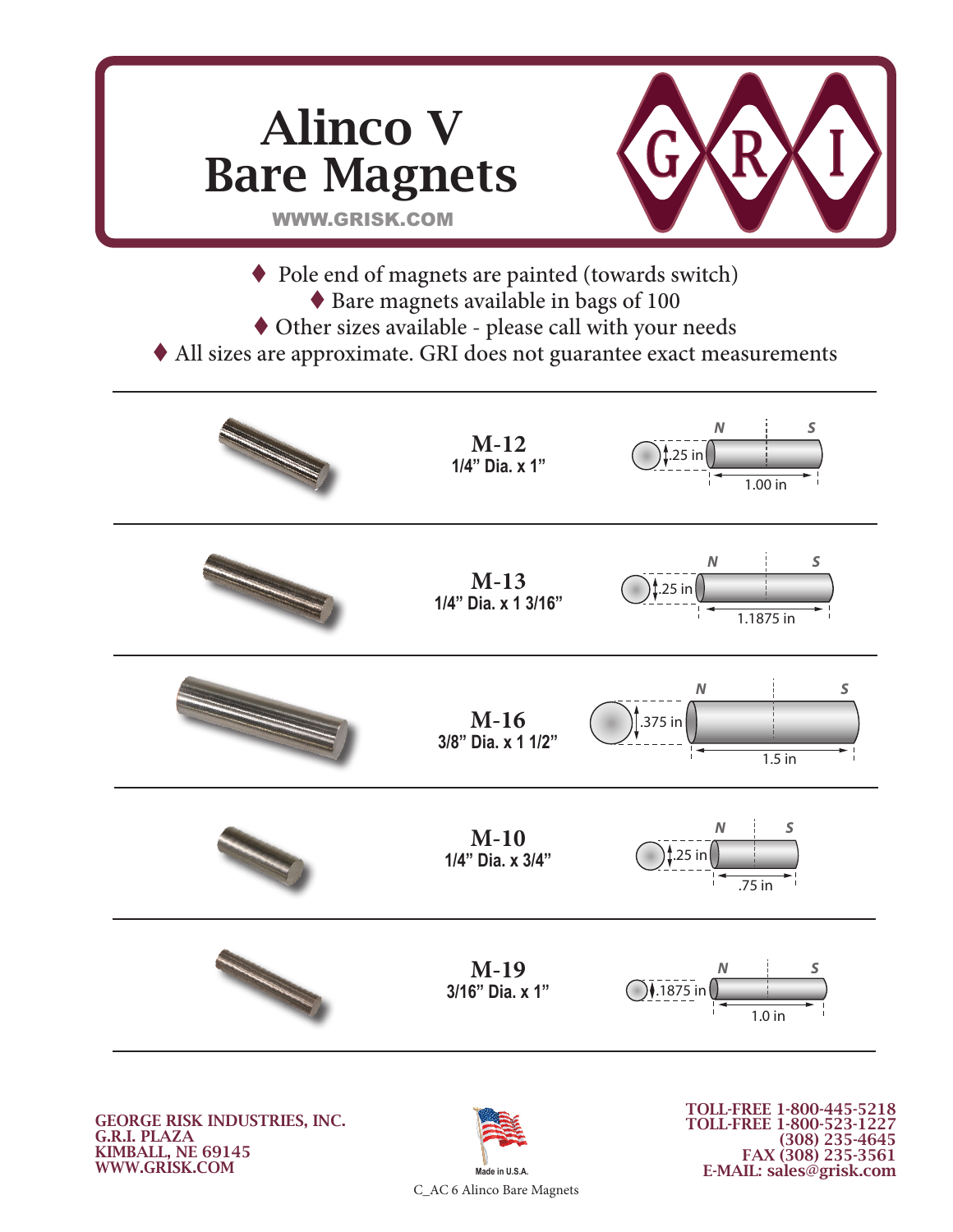# Alinco V Bare Magnets

WWW.GRISK.COM

GRI

- Pole end of magnets are painted (towards switch)
- Bare magnets available in bags of 100
- Other sizes available - please call with your needs
- All sizes are approximate. GRI does not guarantee exact measurements

---

**M-12**
**1/4" Dia. x 1"**

N S — .25 in — 1.00 in

---

**M-13**
**1/4" Dia. x 1 3/16"**

N S — .25 in — 1.1875 in

---

**M-16**
**3/8" Dia. x 1 1/2"**

N S — .375 in — 1.5 in

---

**M-10**
**1/4" Dia. x 3/4"**

N S — .25 in — .75 in

---

**M-19**
**3/16" Dia. x 1"**

N S — .1875 in — 1.0 in

---

GEORGE RISK INDUSTRIES, INC.
G.R.I. PLAZA
KIMBALL, NE 69145
WWW.GRISK.COM

Made in U.S.A.

TOLL-FREE 1-800-445-5218
TOLL-FREE 1-800-523-1227
(308) 235-4645
FAX (308) 235-3561
E-MAIL: sales@grisk.com

C_AC 6 Alinco Bare Magnets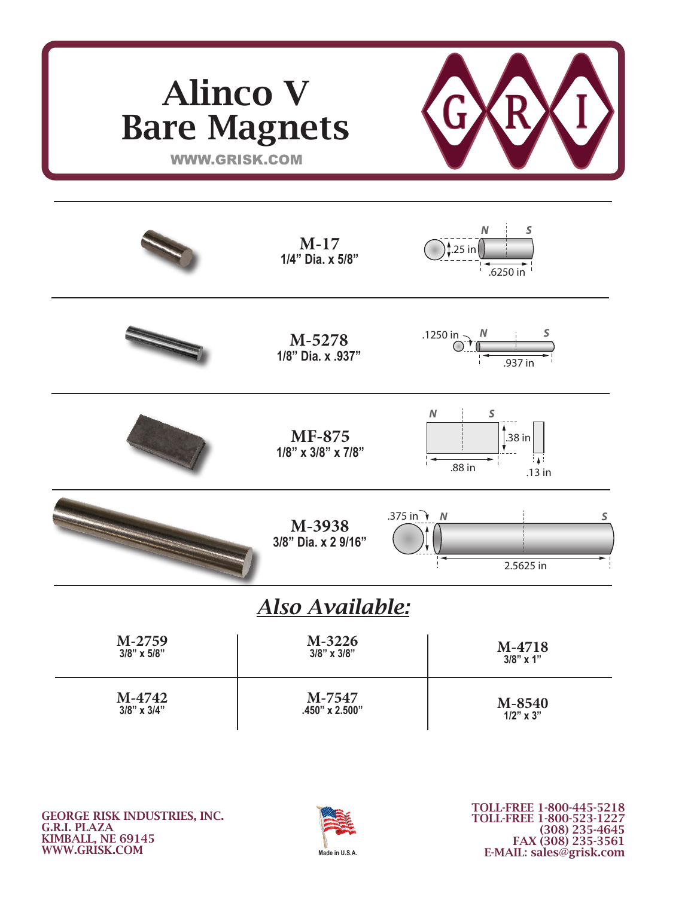# Alinco V Bare Magnets

WWW.GRISK.COM

**M-17**
1/4" Dia. x 5/8"

N S
.25 in
.6250 in

**M-5278**
1/8" Dia. x .937"

.1250 in
N S
.937 in

**MF-875**
1/8" x 3/8" x 7/8"

N S
.38 in
.88 in
.13 in

**M-3938**
3/8" Dia. x 2 9/16"

.375 in
N S
2.5625 in

## *Also Available:*

| | | |
|---|---|---|
| **M-2759** 3/8" x 5/8" | **M-3226** 3/8" x 3/8" | **M-4718** 3/8" x 1" |
| **M-4742** 3/8" x 3/4" | **M-7547** .450" x 2.500" | **M-8540** 1/2" x 3" |

GEORGE RISK INDUSTRIES, INC.
G.R.I. PLAZA
KIMBALL, NE 69145
WWW.GRISK.COM

Made in U.S.A.

TOLL-FREE 1-800-445-5218
TOLL-FREE 1-800-523-1227
(308) 235-4645
FAX (308) 235-3561
E-MAIL: sales@grisk.com